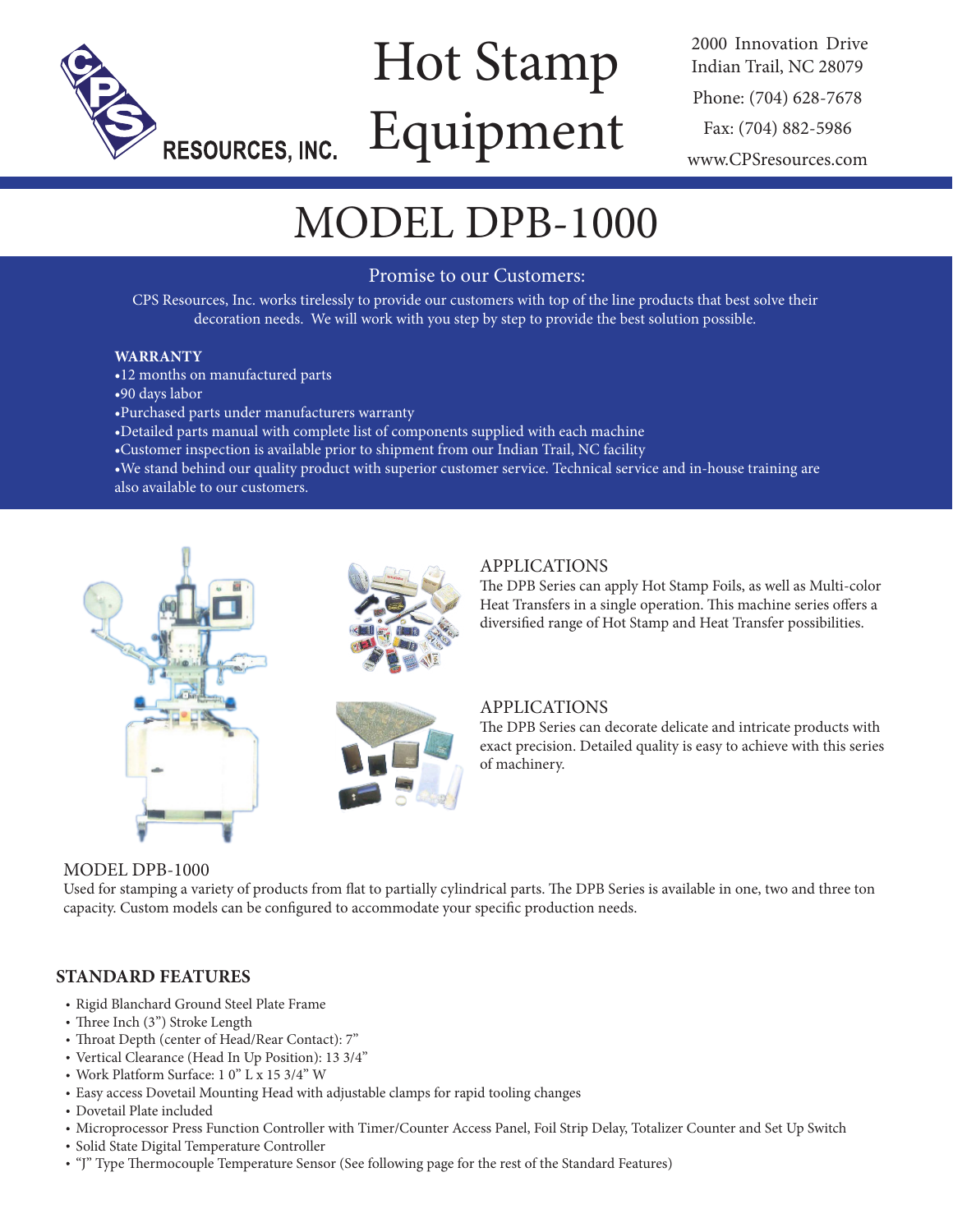CPS RESOURCES, INC.

# Hot Stamp Equipment

2000 Innovation Drive
Indian Trail, NC 28079

Phone: (704) 628-7678

Fax: (704) 882-5986

www.CPSresources.com

# MODEL DPB-1000

## Promise to our Customers:

CPS Resources, Inc. works tirelessly to provide our customers with top of the line products that best solve their decoration needs. We will work with you step by step to provide the best solution possible.

**WARRANTY**

- 12 months on manufactured parts
- 90 days labor
- Purchased parts under manufacturers warranty
- Detailed parts manual with complete list of components supplied with each machine
- Customer inspection is available prior to shipment from our Indian Trail, NC facility
- We stand behind our quality product with superior customer service. Technical service and in-house training are also available to our customers.

### APPLICATIONS

The DPB Series can apply Hot Stamp Foils, as well as Multi-color Heat Transfers in a single operation. This machine series offers a diversified range of Hot Stamp and Heat Transfer possibilities.

### APPLICATIONS

The DPB Series can decorate delicate and intricate products with exact precision. Detailed quality is easy to achieve with this series of machinery.

### MODEL DPB-1000

Used for stamping a variety of products from flat to partially cylindrical parts. The DPB Series is available in one, two and three ton capacity. Custom models can be configured to accommodate your specific production needs.

## STANDARD FEATURES

- Rigid Blanchard Ground Steel Plate Frame
- Three Inch (3") Stroke Length
- Throat Depth (center of Head/Rear Contact): 7"
- Vertical Clearance (Head In Up Position): 13 3/4"
- Work Platform Surface: 1 0" L x 15 3/4" W
- Easy access Dovetail Mounting Head with adjustable clamps for rapid tooling changes
- Dovetail Plate included
- Microprocessor Press Function Controller with Timer/Counter Access Panel, Foil Strip Delay, Totalizer Counter and Set Up Switch
- Solid State Digital Temperature Controller
- "J" Type Thermocouple Temperature Sensor (See following page for the rest of the Standard Features)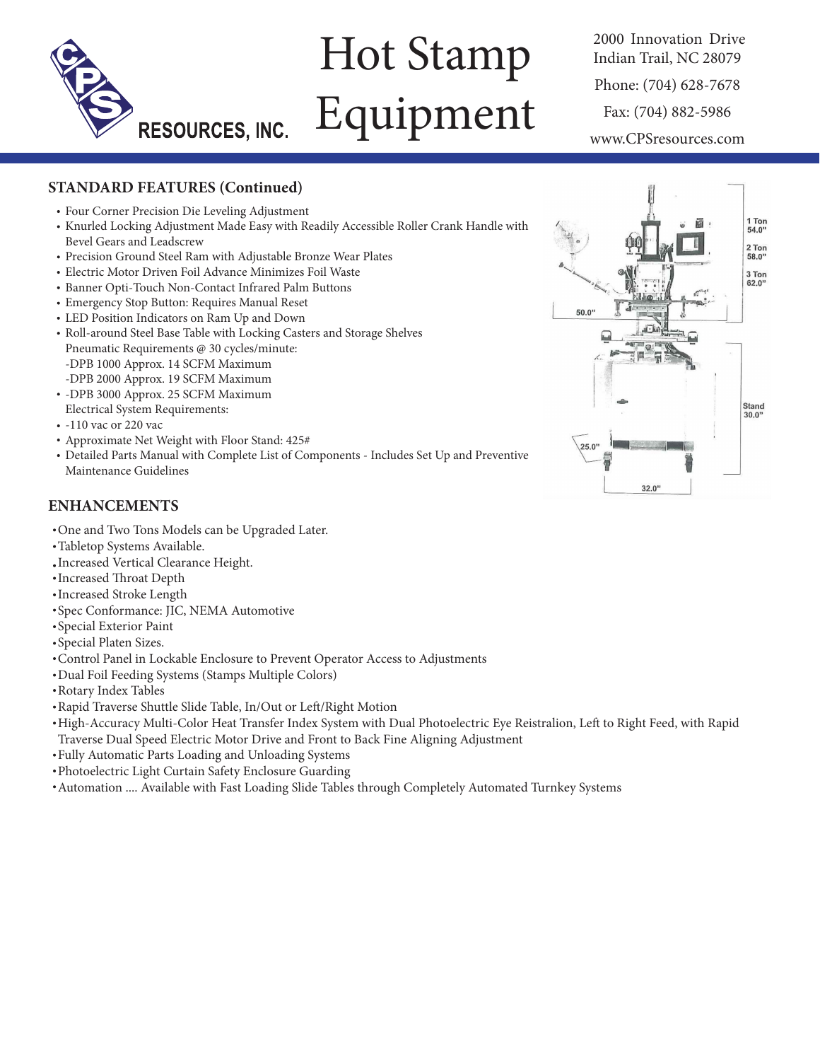# Hot Stamp Equipment

RESOURCES, INC.

2000 Innovation Drive
Indian Trail, NC 28079

Phone: (704) 628-7678

Fax: (704) 882-5986

www.CPSresources.com

## STANDARD FEATURES (Continued)

- Four Corner Precision Die Leveling Adjustment
- Knurled Locking Adjustment Made Easy with Readily Accessible Roller Crank Handle with Bevel Gears and Leadscrew
- Precision Ground Steel Ram with Adjustable Bronze Wear Plates
- Electric Motor Driven Foil Advance Minimizes Foil Waste
- Banner Opti-Touch Non-Contact Infrared Palm Buttons
- Emergency Stop Button: Requires Manual Reset
- LED Position Indicators on Ram Up and Down
- Roll-around Steel Base Table with Locking Casters and Storage Shelves
  Pneumatic Requirements @ 30 cycles/minute:
  -DPB 1000 Approx. 14 SCFM Maximum
  -DPB 2000 Approx. 19 SCFM Maximum
- -DPB 3000 Approx. 25 SCFM Maximum
  Electrical System Requirements:
- -110 vac or 220 vac
- Approximate Net Weight with Floor Stand: 425#
- Detailed Parts Manual with Complete List of Components - Includes Set Up and Preventive Maintenance Guidelines

1 Ton 54.0"
2 Ton 58.0"
3 Ton 62.0"
50.0"
Stand 30.0"
25.0"
32.0"

## ENHANCEMENTS

- One and Two Tons Models can be Upgraded Later.
- Tabletop Systems Available.
- Increased Vertical Clearance Height.
- Increased Throat Depth
- Increased Stroke Length
- Spec Conformance: JIC, NEMA Automotive
- Special Exterior Paint
- Special Platen Sizes.
- Control Panel in Lockable Enclosure to Prevent Operator Access to Adjustments
- Dual Foil Feeding Systems (Stamps Multiple Colors)
- Rotary Index Tables
- Rapid Traverse Shuttle Slide Table, In/Out or Left/Right Motion
- High-Accuracy Multi-Color Heat Transfer Index System with Dual Photoelectric Eye Reistralion, Left to Right Feed, with Rapid Traverse Dual Speed Electric Motor Drive and Front to Back Fine Aligning Adjustment
- Fully Automatic Parts Loading and Unloading Systems
- Photoelectric Light Curtain Safety Enclosure Guarding
- Automation .... Available with Fast Loading Slide Tables through Completely Automated Turnkey Systems